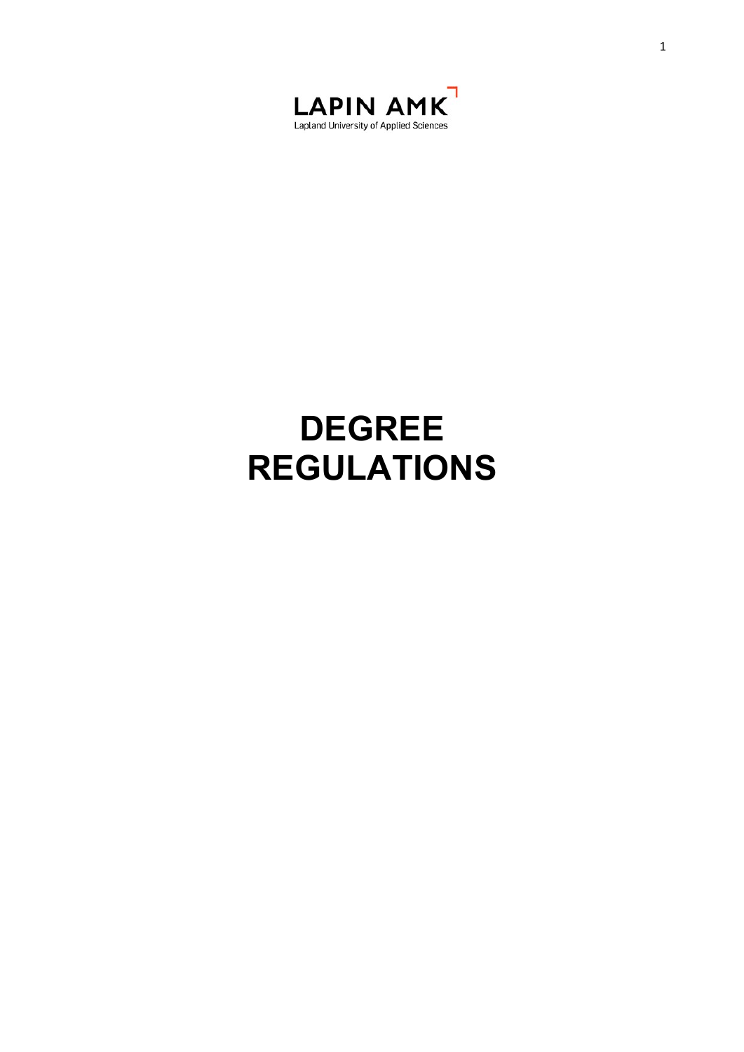LAPIN AMK
Lapland University of Applied Sciences

# DEGREE REGULATIONS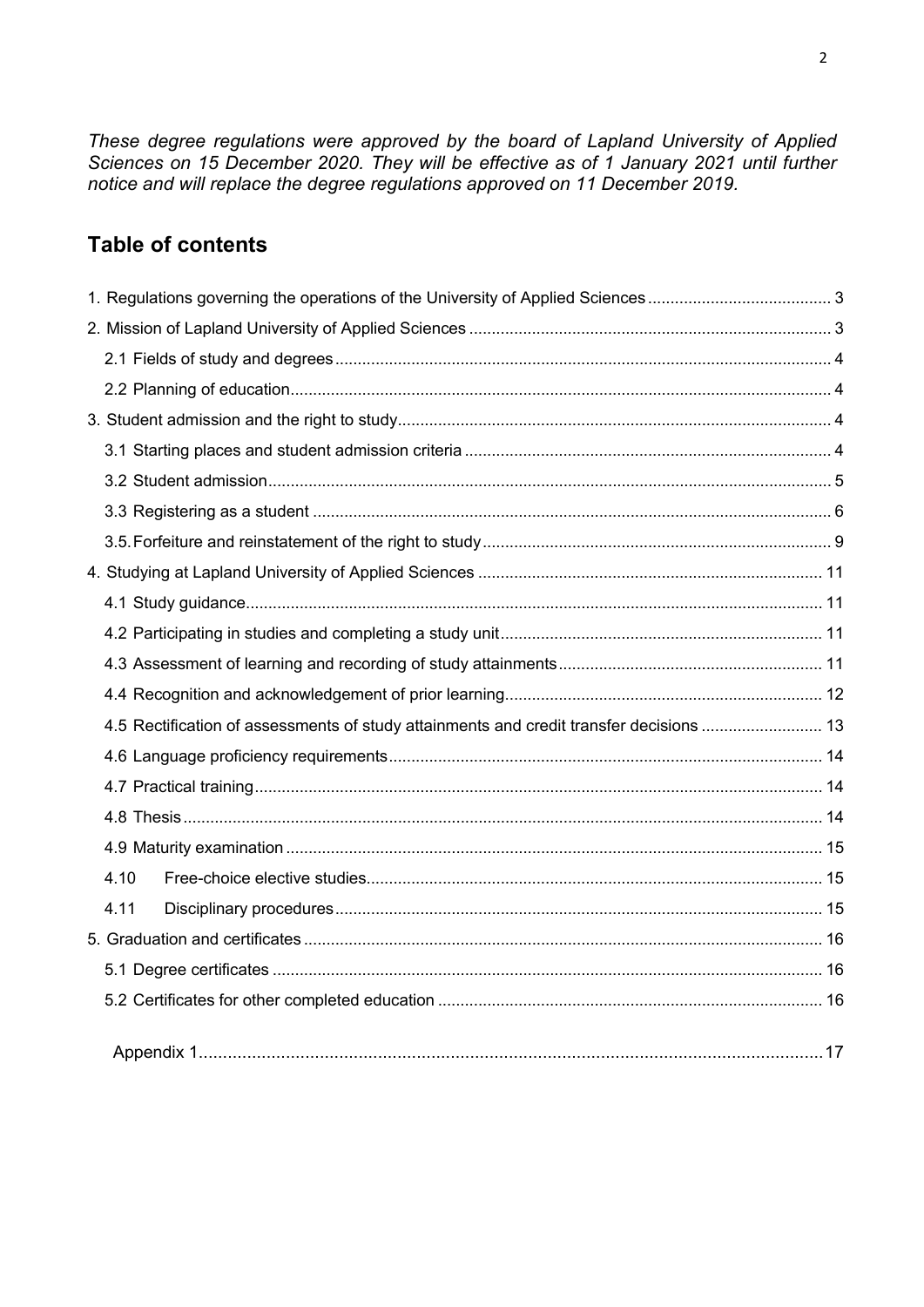*These degree regulations were approved by the board of Lapland University of Applied Sciences on 15 December 2020. They will be effective as of 1 January 2021 until further notice and will replace the degree regulations approved on 11 December 2019.*

## Table of contents

1. Regulations governing the operations of the University of Applied Sciences ........................................ 3
2. Mission of Lapland University of Applied Sciences ........................................ 3
   - 2.1 Fields of study and degrees ........................................ 4
   - 2.2 Planning of education ........................................ 4
3. Student admission and the right to study ........................................ 4
   - 3.1 Starting places and student admission criteria ........................................ 4
   - 3.2 Student admission ........................................ 5
   - 3.3 Registering as a student ........................................ 6
   - 3.5. Forfeiture and reinstatement of the right to study ........................................ 9
4. Studying at Lapland University of Applied Sciences ........................................ 11
   - 4.1 Study guidance ........................................ 11
   - 4.2 Participating in studies and completing a study unit ........................................ 11
   - 4.3 Assessment of learning and recording of study attainments ........................................ 11
   - 4.4 Recognition and acknowledgement of prior learning ........................................ 12
   - 4.5 Rectification of assessments of study attainments and credit transfer decisions ........................................ 13
   - 4.6 Language proficiency requirements ........................................ 14
   - 4.7 Practical training ........................................ 14
   - 4.8 Thesis ........................................ 14
   - 4.9 Maturity examination ........................................ 15
   - 4.10 Free-choice elective studies ........................................ 15
   - 4.11 Disciplinary procedures ........................................ 15
5. Graduation and certificates ........................................ 16
   - 5.1 Degree certificates ........................................ 16
   - 5.2 Certificates for other completed education ........................................ 16

Appendix 1 ........................................ 17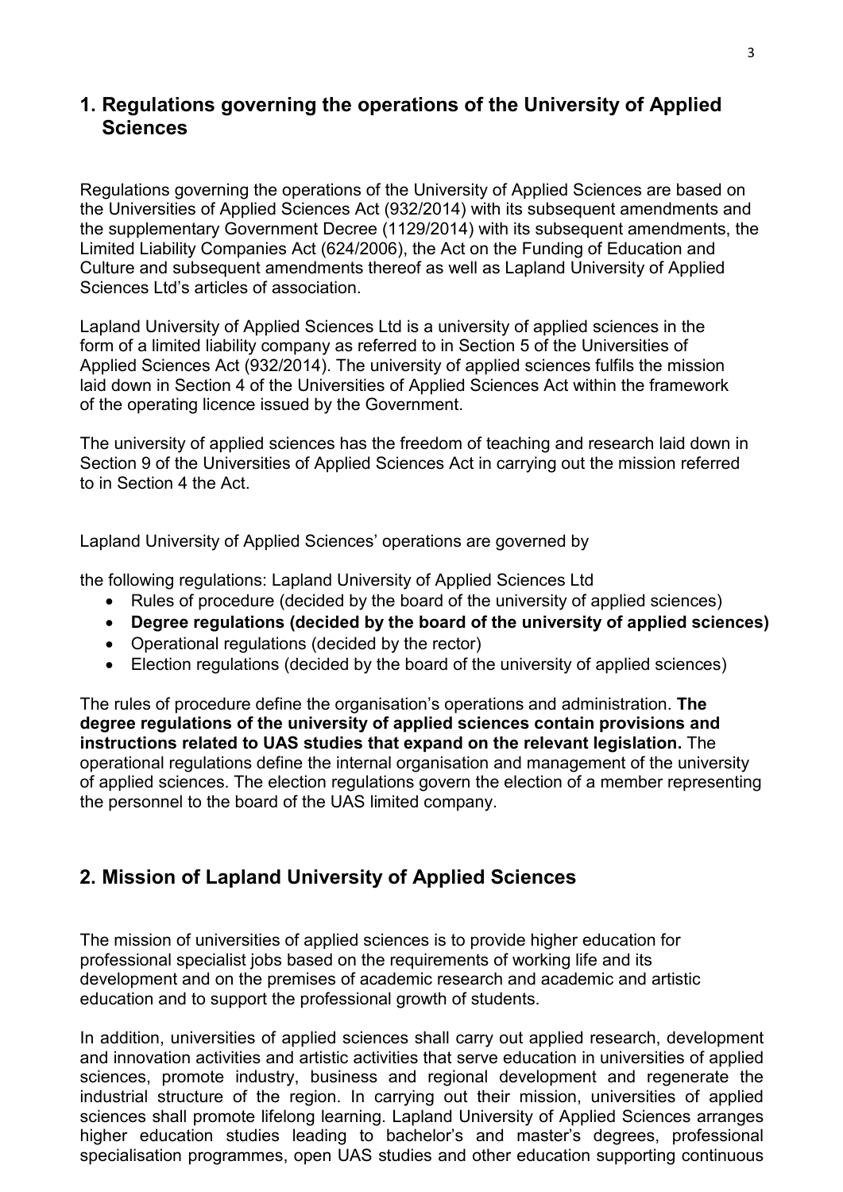## 1. Regulations governing the operations of the University of Applied Sciences

Regulations governing the operations of the University of Applied Sciences are based on the Universities of Applied Sciences Act (932/2014) with its subsequent amendments and the supplementary Government Decree (1129/2014) with its subsequent amendments, the Limited Liability Companies Act (624/2006), the Act on the Funding of Education and Culture and subsequent amendments thereof as well as Lapland University of Applied Sciences Ltd's articles of association.

Lapland University of Applied Sciences Ltd is a university of applied sciences in the form of a limited liability company as referred to in Section 5 of the Universities of Applied Sciences Act (932/2014). The university of applied sciences fulfils the mission laid down in Section 4 of the Universities of Applied Sciences Act within the framework of the operating licence issued by the Government.

The university of applied sciences has the freedom of teaching and research laid down in Section 9 of the Universities of Applied Sciences Act in carrying out the mission referred to in Section 4 the Act.

Lapland University of Applied Sciences' operations are governed by

the following regulations: Lapland University of Applied Sciences Ltd

- Rules of procedure (decided by the board of the university of applied sciences)
- **Degree regulations (decided by the board of the university of applied sciences)**
- Operational regulations (decided by the rector)
- Election regulations (decided by the board of the university of applied sciences)

The rules of procedure define the organisation's operations and administration. **The degree regulations of the university of applied sciences contain provisions and instructions related to UAS studies that expand on the relevant legislation.** The operational regulations define the internal organisation and management of the university of applied sciences. The election regulations govern the election of a member representing the personnel to the board of the UAS limited company.

## 2. Mission of Lapland University of Applied Sciences

The mission of universities of applied sciences is to provide higher education for professional specialist jobs based on the requirements of working life and its development and on the premises of academic research and academic and artistic education and to support the professional growth of students.

In addition, universities of applied sciences shall carry out applied research, development and innovation activities and artistic activities that serve education in universities of applied sciences, promote industry, business and regional development and regenerate the industrial structure of the region. In carrying out their mission, universities of applied sciences shall promote lifelong learning. Lapland University of Applied Sciences arranges higher education studies leading to bachelor's and master's degrees, professional specialisation programmes, open UAS studies and other education supporting continuous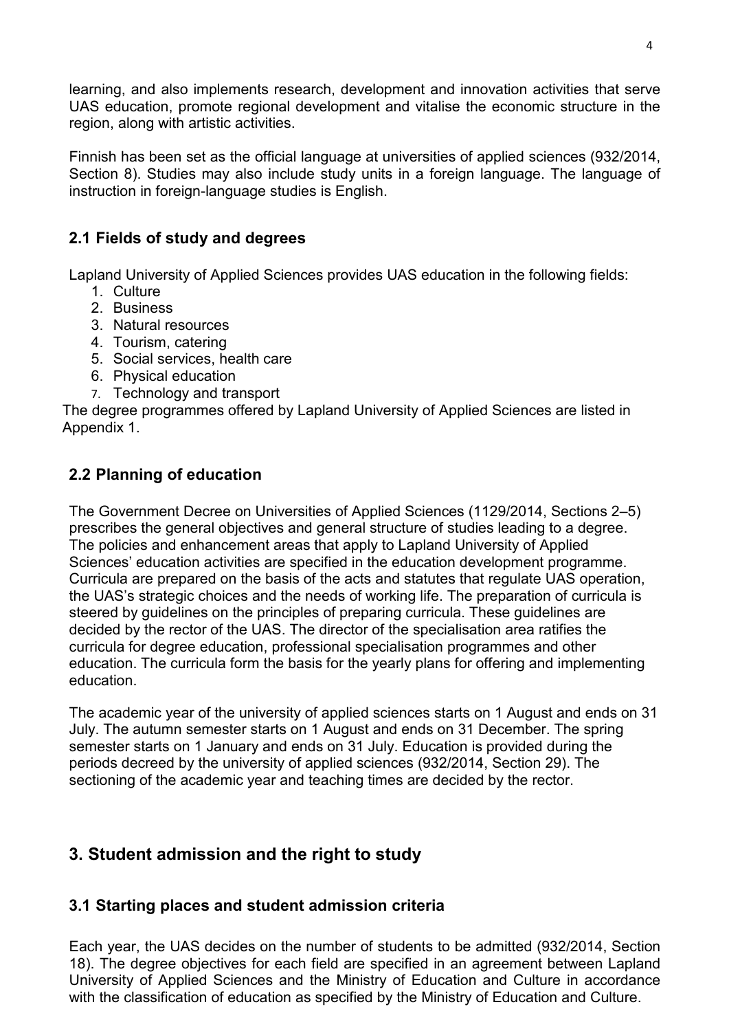learning, and also implements research, development and innovation activities that serve UAS education, promote regional development and vitalise the economic structure in the region, along with artistic activities.

Finnish has been set as the official language at universities of applied sciences (932/2014, Section 8). Studies may also include study units in a foreign language. The language of instruction in foreign-language studies is English.

## 2.1 Fields of study and degrees

Lapland University of Applied Sciences provides UAS education in the following fields:

1. Culture
2. Business
3. Natural resources
4. Tourism, catering
5. Social services, health care
6. Physical education
7. Technology and transport

The degree programmes offered by Lapland University of Applied Sciences are listed in Appendix 1.

## 2.2 Planning of education

The Government Decree on Universities of Applied Sciences (1129/2014, Sections 2–5) prescribes the general objectives and general structure of studies leading to a degree. The policies and enhancement areas that apply to Lapland University of Applied Sciences' education activities are specified in the education development programme. Curricula are prepared on the basis of the acts and statutes that regulate UAS operation, the UAS's strategic choices and the needs of working life. The preparation of curricula is steered by guidelines on the principles of preparing curricula. These guidelines are decided by the rector of the UAS. The director of the specialisation area ratifies the curricula for degree education, professional specialisation programmes and other education. The curricula form the basis for the yearly plans for offering and implementing education.

The academic year of the university of applied sciences starts on 1 August and ends on 31 July. The autumn semester starts on 1 August and ends on 31 December. The spring semester starts on 1 January and ends on 31 July. Education is provided during the periods decreed by the university of applied sciences (932/2014, Section 29). The sectioning of the academic year and teaching times are decided by the rector.

# 3. Student admission and the right to study

## 3.1 Starting places and student admission criteria

Each year, the UAS decides on the number of students to be admitted (932/2014, Section 18). The degree objectives for each field are specified in an agreement between Lapland University of Applied Sciences and the Ministry of Education and Culture in accordance with the classification of education as specified by the Ministry of Education and Culture.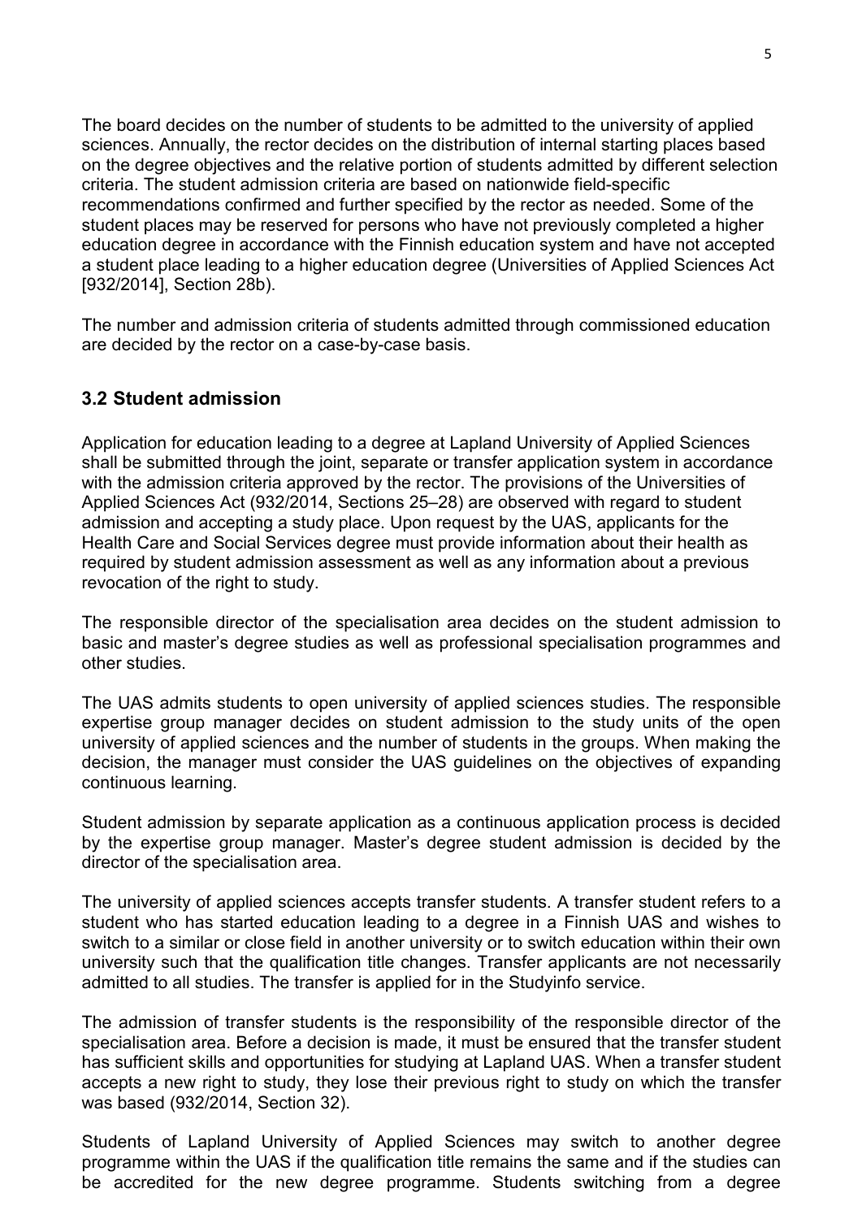The board decides on the number of students to be admitted to the university of applied sciences. Annually, the rector decides on the distribution of internal starting places based on the degree objectives and the relative portion of students admitted by different selection criteria. The student admission criteria are based on nationwide field-specific recommendations confirmed and further specified by the rector as needed. Some of the student places may be reserved for persons who have not previously completed a higher education degree in accordance with the Finnish education system and have not accepted a student place leading to a higher education degree (Universities of Applied Sciences Act [932/2014], Section 28b).

The number and admission criteria of students admitted through commissioned education are decided by the rector on a case-by-case basis.

### 3.2 Student admission

Application for education leading to a degree at Lapland University of Applied Sciences shall be submitted through the joint, separate or transfer application system in accordance with the admission criteria approved by the rector. The provisions of the Universities of Applied Sciences Act (932/2014, Sections 25–28) are observed with regard to student admission and accepting a study place. Upon request by the UAS, applicants for the Health Care and Social Services degree must provide information about their health as required by student admission assessment as well as any information about a previous revocation of the right to study.

The responsible director of the specialisation area decides on the student admission to basic and master's degree studies as well as professional specialisation programmes and other studies.

The UAS admits students to open university of applied sciences studies. The responsible expertise group manager decides on student admission to the study units of the open university of applied sciences and the number of students in the groups. When making the decision, the manager must consider the UAS guidelines on the objectives of expanding continuous learning.

Student admission by separate application as a continuous application process is decided by the expertise group manager. Master's degree student admission is decided by the director of the specialisation area.

The university of applied sciences accepts transfer students. A transfer student refers to a student who has started education leading to a degree in a Finnish UAS and wishes to switch to a similar or close field in another university or to switch education within their own university such that the qualification title changes. Transfer applicants are not necessarily admitted to all studies. The transfer is applied for in the Studyinfo service.

The admission of transfer students is the responsibility of the responsible director of the specialisation area. Before a decision is made, it must be ensured that the transfer student has sufficient skills and opportunities for studying at Lapland UAS. When a transfer student accepts a new right to study, they lose their previous right to study on which the transfer was based (932/2014, Section 32).

Students of Lapland University of Applied Sciences may switch to another degree programme within the UAS if the qualification title remains the same and if the studies can be accredited for the new degree programme. Students switching from a degree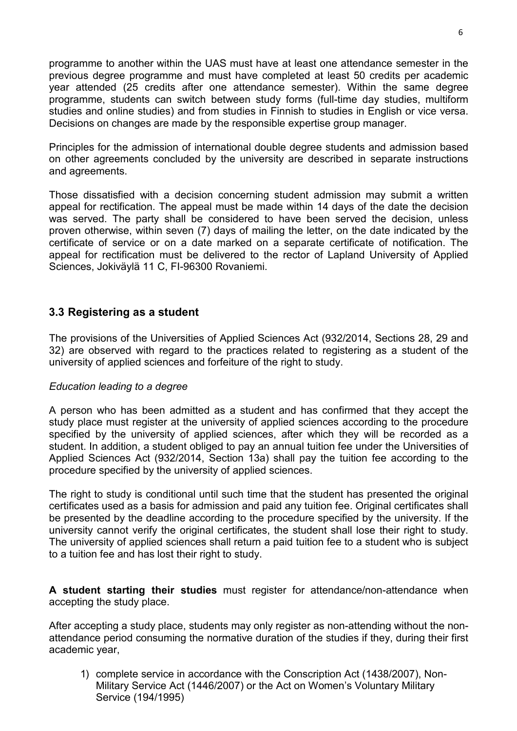programme to another within the UAS must have at least one attendance semester in the previous degree programme and must have completed at least 50 credits per academic year attended (25 credits after one attendance semester). Within the same degree programme, students can switch between study forms (full-time day studies, multiform studies and online studies) and from studies in Finnish to studies in English or vice versa. Decisions on changes are made by the responsible expertise group manager.

Principles for the admission of international double degree students and admission based on other agreements concluded by the university are described in separate instructions and agreements.

Those dissatisfied with a decision concerning student admission may submit a written appeal for rectification. The appeal must be made within 14 days of the date the decision was served. The party shall be considered to have been served the decision, unless proven otherwise, within seven (7) days of mailing the letter, on the date indicated by the certificate of service or on a date marked on a separate certificate of notification. The appeal for rectification must be delivered to the rector of Lapland University of Applied Sciences, Jokiväylä 11 C, FI-96300 Rovaniemi.

### 3.3 Registering as a student

The provisions of the Universities of Applied Sciences Act (932/2014, Sections 28, 29 and 32) are observed with regard to the practices related to registering as a student of the university of applied sciences and forfeiture of the right to study.

*Education leading to a degree*

A person who has been admitted as a student and has confirmed that they accept the study place must register at the university of applied sciences according to the procedure specified by the university of applied sciences, after which they will be recorded as a student. In addition, a student obliged to pay an annual tuition fee under the Universities of Applied Sciences Act (932/2014, Section 13a) shall pay the tuition fee according to the procedure specified by the university of applied sciences.

The right to study is conditional until such time that the student has presented the original certificates used as a basis for admission and paid any tuition fee. Original certificates shall be presented by the deadline according to the procedure specified by the university. If the university cannot verify the original certificates, the student shall lose their right to study. The university of applied sciences shall return a paid tuition fee to a student who is subject to a tuition fee and has lost their right to study.

**A student starting their studies** must register for attendance/non-attendance when accepting the study place.

After accepting a study place, students may only register as non-attending without the non-attendance period consuming the normative duration of the studies if they, during their first academic year,

1) complete service in accordance with the Conscription Act (1438/2007), Non-Military Service Act (1446/2007) or the Act on Women's Voluntary Military Service (194/1995)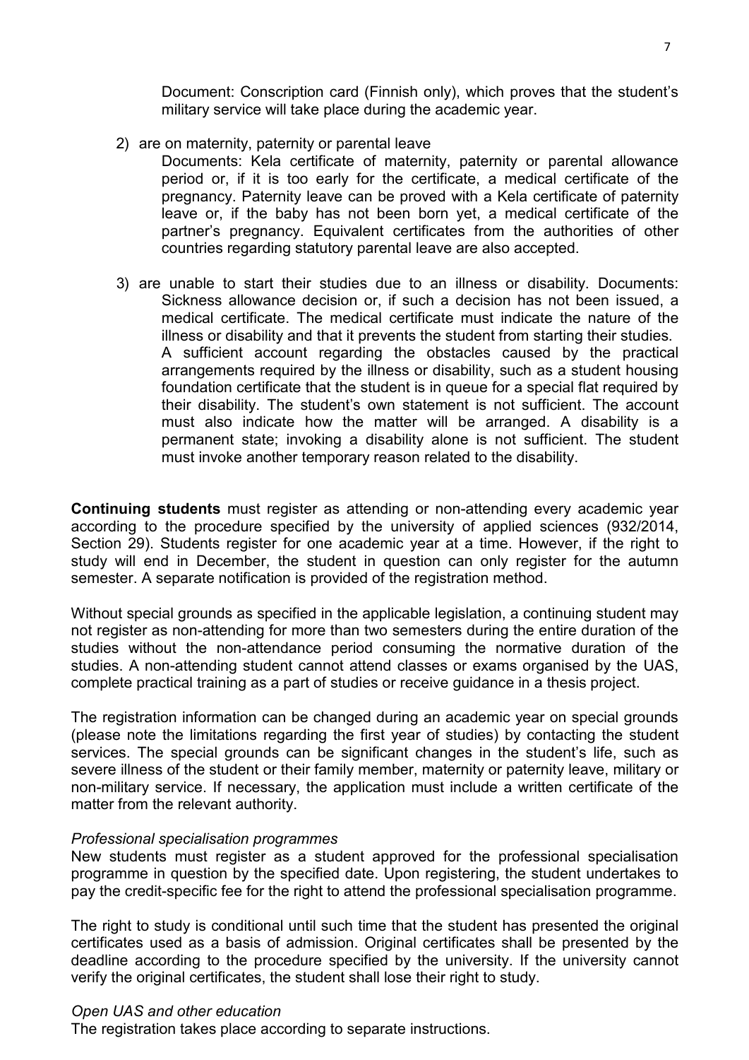Document: Conscription card (Finnish only), which proves that the student's military service will take place during the academic year.

2) are on maternity, paternity or parental leave

   Documents: Kela certificate of maternity, paternity or parental allowance period or, if it is too early for the certificate, a medical certificate of the pregnancy. Paternity leave can be proved with a Kela certificate of paternity leave or, if the baby has not been born yet, a medical certificate of the partner's pregnancy. Equivalent certificates from the authorities of other countries regarding statutory parental leave are also accepted.

3) are unable to start their studies due to an illness or disability. Documents: Sickness allowance decision or, if such a decision has not been issued, a medical certificate. The medical certificate must indicate the nature of the illness or disability and that it prevents the student from starting their studies. A sufficient account regarding the obstacles caused by the practical arrangements required by the illness or disability, such as a student housing foundation certificate that the student is in queue for a special flat required by their disability. The student's own statement is not sufficient. The account must also indicate how the matter will be arranged. A disability is a permanent state; invoking a disability alone is not sufficient. The student must invoke another temporary reason related to the disability.

**Continuing students** must register as attending or non-attending every academic year according to the procedure specified by the university of applied sciences (932/2014, Section 29). Students register for one academic year at a time. However, if the right to study will end in December, the student in question can only register for the autumn semester. A separate notification is provided of the registration method.

Without special grounds as specified in the applicable legislation, a continuing student may not register as non-attending for more than two semesters during the entire duration of the studies without the non-attendance period consuming the normative duration of the studies. A non-attending student cannot attend classes or exams organised by the UAS, complete practical training as a part of studies or receive guidance in a thesis project.

The registration information can be changed during an academic year on special grounds (please note the limitations regarding the first year of studies) by contacting the student services. The special grounds can be significant changes in the student's life, such as severe illness of the student or their family member, maternity or paternity leave, military or non-military service. If necessary, the application must include a written certificate of the matter from the relevant authority.

*Professional specialisation programmes*

New students must register as a student approved for the professional specialisation programme in question by the specified date. Upon registering, the student undertakes to pay the credit-specific fee for the right to attend the professional specialisation programme.

The right to study is conditional until such time that the student has presented the original certificates used as a basis of admission. Original certificates shall be presented by the deadline according to the procedure specified by the university. If the university cannot verify the original certificates, the student shall lose their right to study.

*Open UAS and other education*

The registration takes place according to separate instructions.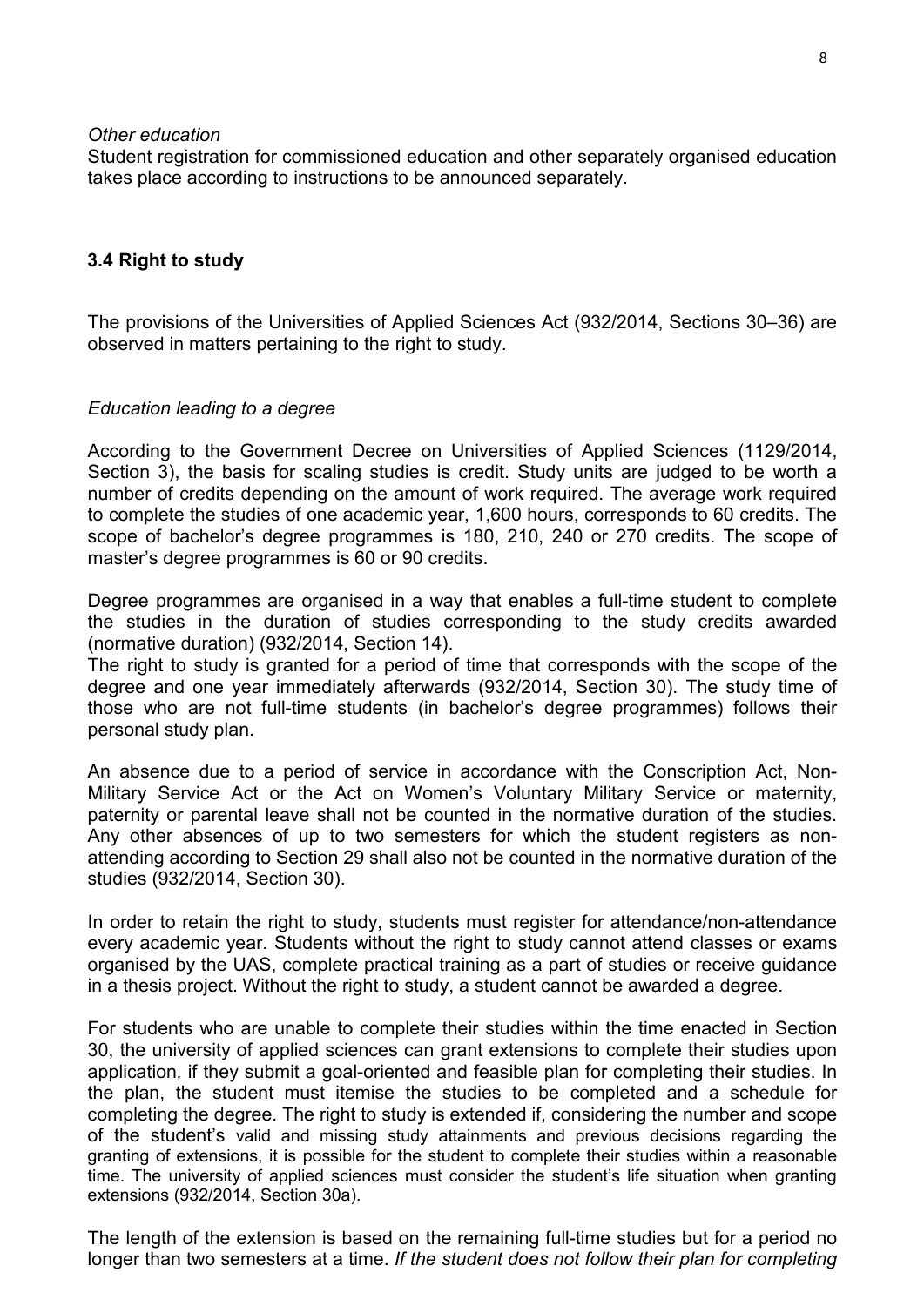*Other education*

Student registration for commissioned education and other separately organised education takes place according to instructions to be announced separately.

### 3.4 Right to study

The provisions of the Universities of Applied Sciences Act (932/2014, Sections 30–36) are observed in matters pertaining to the right to study.

*Education leading to a degree*

According to the Government Decree on Universities of Applied Sciences (1129/2014, Section 3), the basis for scaling studies is credit. Study units are judged to be worth a number of credits depending on the amount of work required. The average work required to complete the studies of one academic year, 1,600 hours, corresponds to 60 credits. The scope of bachelor's degree programmes is 180, 210, 240 or 270 credits. The scope of master's degree programmes is 60 or 90 credits.

Degree programmes are organised in a way that enables a full-time student to complete the studies in the duration of studies corresponding to the study credits awarded (normative duration) (932/2014, Section 14).
The right to study is granted for a period of time that corresponds with the scope of the degree and one year immediately afterwards (932/2014, Section 30). The study time of those who are not full-time students (in bachelor's degree programmes) follows their personal study plan.

An absence due to a period of service in accordance with the Conscription Act, Non-Military Service Act or the Act on Women's Voluntary Military Service or maternity, paternity or parental leave shall not be counted in the normative duration of the studies. Any other absences of up to two semesters for which the student registers as non-attending according to Section 29 shall also not be counted in the normative duration of the studies (932/2014, Section 30).

In order to retain the right to study, students must register for attendance/non-attendance every academic year. Students without the right to study cannot attend classes or exams organised by the UAS, complete practical training as a part of studies or receive guidance in a thesis project. Without the right to study, a student cannot be awarded a degree.

For students who are unable to complete their studies within the time enacted in Section 30, the university of applied sciences can grant extensions to complete their studies upon application*,* if they submit a goal-oriented and feasible plan for completing their studies. In the plan, the student must itemise the studies to be completed and a schedule for completing the degree. The right to study is extended if, considering the number and scope of the student's valid and missing study attainments and previous decisions regarding the granting of extensions, it is possible for the student to complete their studies within a reasonable time. The university of applied sciences must consider the student's life situation when granting extensions (932/2014, Section 30a).

The length of the extension is based on the remaining full-time studies but for a period no longer than two semesters at a time. *If the student does not follow their plan for completing*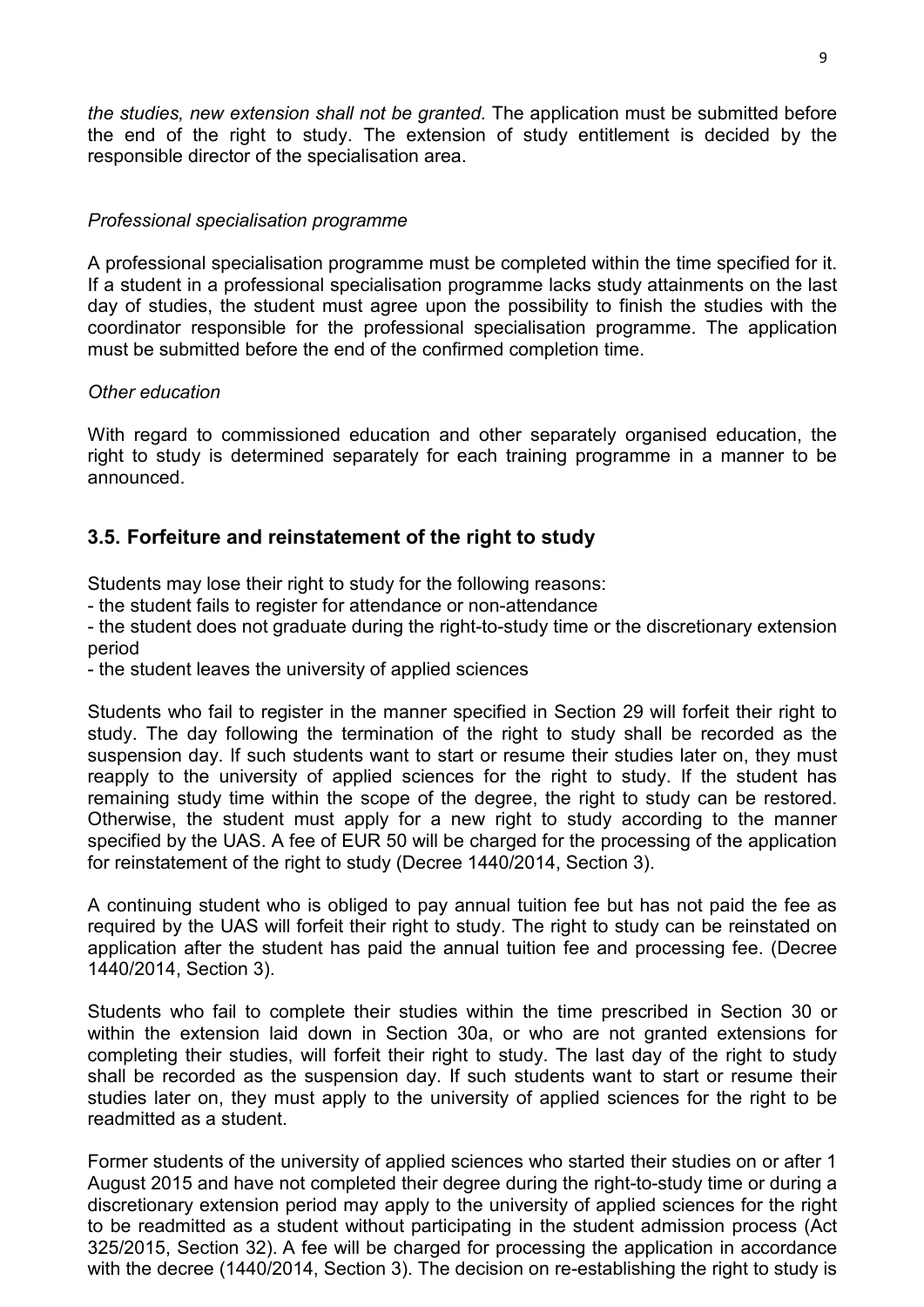*the studies, new extension shall not be granted.* The application must be submitted before the end of the right to study. The extension of study entitlement is decided by the responsible director of the specialisation area.

*Professional specialisation programme*

A professional specialisation programme must be completed within the time specified for it. If a student in a professional specialisation programme lacks study attainments on the last day of studies, the student must agree upon the possibility to finish the studies with the coordinator responsible for the professional specialisation programme. The application must be submitted before the end of the confirmed completion time.

*Other education*

With regard to commissioned education and other separately organised education, the right to study is determined separately for each training programme in a manner to be announced.

## 3.5. Forfeiture and reinstatement of the right to study

Students may lose their right to study for the following reasons:
- the student fails to register for attendance or non-attendance
- the student does not graduate during the right-to-study time or the discretionary extension period
- the student leaves the university of applied sciences

Students who fail to register in the manner specified in Section 29 will forfeit their right to study. The day following the termination of the right to study shall be recorded as the suspension day. If such students want to start or resume their studies later on, they must reapply to the university of applied sciences for the right to study. If the student has remaining study time within the scope of the degree, the right to study can be restored. Otherwise, the student must apply for a new right to study according to the manner specified by the UAS. A fee of EUR 50 will be charged for the processing of the application for reinstatement of the right to study (Decree 1440/2014, Section 3).

A continuing student who is obliged to pay annual tuition fee but has not paid the fee as required by the UAS will forfeit their right to study. The right to study can be reinstated on application after the student has paid the annual tuition fee and processing fee. (Decree 1440/2014, Section 3).

Students who fail to complete their studies within the time prescribed in Section 30 or within the extension laid down in Section 30a, or who are not granted extensions for completing their studies, will forfeit their right to study. The last day of the right to study shall be recorded as the suspension day. If such students want to start or resume their studies later on, they must apply to the university of applied sciences for the right to be readmitted as a student.

Former students of the university of applied sciences who started their studies on or after 1 August 2015 and have not completed their degree during the right-to-study time or during a discretionary extension period may apply to the university of applied sciences for the right to be readmitted as a student without participating in the student admission process (Act 325/2015, Section 32). A fee will be charged for processing the application in accordance with the decree (1440/2014, Section 3). The decision on re-establishing the right to study is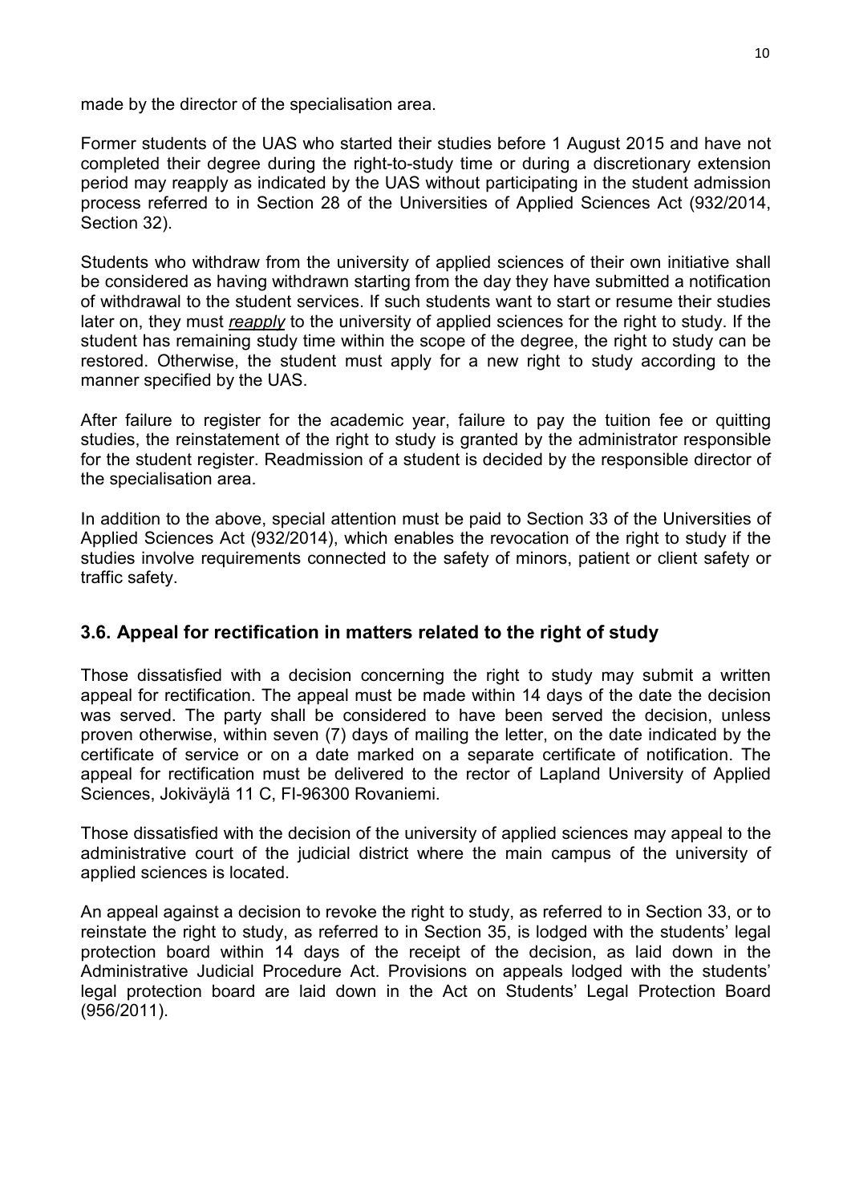made by the director of the specialisation area.

Former students of the UAS who started their studies before 1 August 2015 and have not completed their degree during the right-to-study time or during a discretionary extension period may reapply as indicated by the UAS without participating in the student admission process referred to in Section 28 of the Universities of Applied Sciences Act (932/2014, Section 32).

Students who withdraw from the university of applied sciences of their own initiative shall be considered as having withdrawn starting from the day they have submitted a notification of withdrawal to the student services. If such students want to start or resume their studies later on, they must ***reapply*** to the university of applied sciences for the right to study. If the student has remaining study time within the scope of the degree, the right to study can be restored. Otherwise, the student must apply for a new right to study according to the manner specified by the UAS.

After failure to register for the academic year, failure to pay the tuition fee or quitting studies, the reinstatement of the right to study is granted by the administrator responsible for the student register. Readmission of a student is decided by the responsible director of the specialisation area.

In addition to the above, special attention must be paid to Section 33 of the Universities of Applied Sciences Act (932/2014), which enables the revocation of the right to study if the studies involve requirements connected to the safety of minors, patient or client safety or traffic safety.

## 3.6. Appeal for rectification in matters related to the right of study

Those dissatisfied with a decision concerning the right to study may submit a written appeal for rectification. The appeal must be made within 14 days of the date the decision was served. The party shall be considered to have been served the decision, unless proven otherwise, within seven (7) days of mailing the letter, on the date indicated by the certificate of service or on a date marked on a separate certificate of notification. The appeal for rectification must be delivered to the rector of Lapland University of Applied Sciences, Jokiväylä 11 C, FI-96300 Rovaniemi.

Those dissatisfied with the decision of the university of applied sciences may appeal to the administrative court of the judicial district where the main campus of the university of applied sciences is located.

An appeal against a decision to revoke the right to study, as referred to in Section 33, or to reinstate the right to study, as referred to in Section 35, is lodged with the students' legal protection board within 14 days of the receipt of the decision, as laid down in the Administrative Judicial Procedure Act. Provisions on appeals lodged with the students' legal protection board are laid down in the Act on Students' Legal Protection Board (956/2011).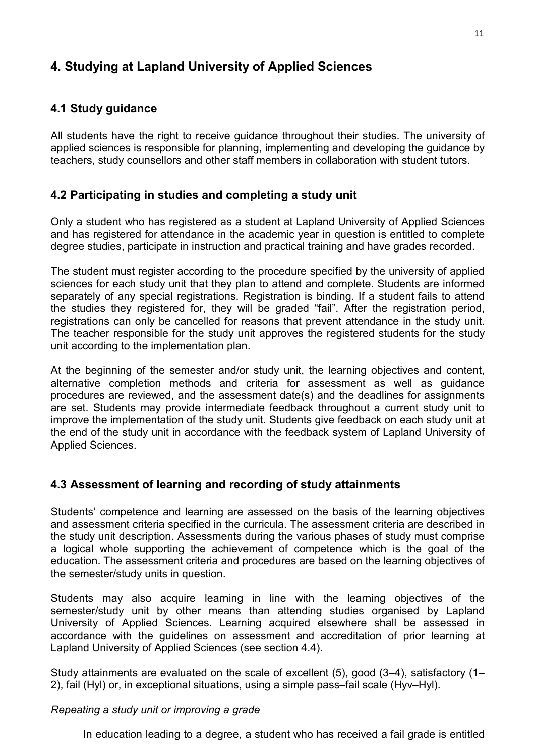# 4. Studying at Lapland University of Applied Sciences

## 4.1 Study guidance

All students have the right to receive guidance throughout their studies. The university of applied sciences is responsible for planning, implementing and developing the guidance by teachers, study counsellors and other staff members in collaboration with student tutors.

## 4.2 Participating in studies and completing a study unit

Only a student who has registered as a student at Lapland University of Applied Sciences and has registered for attendance in the academic year in question is entitled to complete degree studies, participate in instruction and practical training and have grades recorded.

The student must register according to the procedure specified by the university of applied sciences for each study unit that they plan to attend and complete. Students are informed separately of any special registrations. Registration is binding. If a student fails to attend the studies they registered for, they will be graded "fail". After the registration period, registrations can only be cancelled for reasons that prevent attendance in the study unit. The teacher responsible for the study unit approves the registered students for the study unit according to the implementation plan.

At the beginning of the semester and/or study unit, the learning objectives and content, alternative completion methods and criteria for assessment as well as guidance procedures are reviewed, and the assessment date(s) and the deadlines for assignments are set. Students may provide intermediate feedback throughout a current study unit to improve the implementation of the study unit. Students give feedback on each study unit at the end of the study unit in accordance with the feedback system of Lapland University of Applied Sciences.

## 4.3 Assessment of learning and recording of study attainments

Students' competence and learning are assessed on the basis of the learning objectives and assessment criteria specified in the curricula. The assessment criteria are described in the study unit description. Assessments during the various phases of study must comprise a logical whole supporting the achievement of competence which is the goal of the education. The assessment criteria and procedures are based on the learning objectives of the semester/study units in question.

Students may also acquire learning in line with the learning objectives of the semester/study unit by other means than attending studies organised by Lapland University of Applied Sciences. Learning acquired elsewhere shall be assessed in accordance with the guidelines on assessment and accreditation of prior learning at Lapland University of Applied Sciences (see section 4.4).

Study attainments are evaluated on the scale of excellent (5), good (3–4), satisfactory (1–2), fail (Hyl) or, in exceptional situations, using a simple pass–fail scale (Hyv–Hyl).

*Repeating a study unit or improving a grade*

In education leading to a degree, a student who has received a fail grade is entitled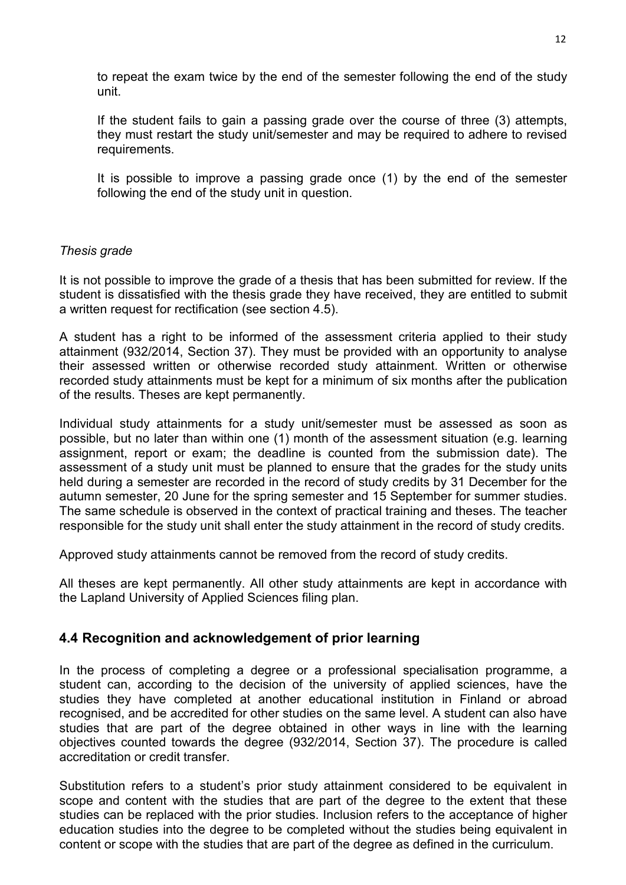to repeat the exam twice by the end of the semester following the end of the study unit.

If the student fails to gain a passing grade over the course of three (3) attempts, they must restart the study unit/semester and may be required to adhere to revised requirements.

It is possible to improve a passing grade once (1) by the end of the semester following the end of the study unit in question.

*Thesis grade*

It is not possible to improve the grade of a thesis that has been submitted for review. If the student is dissatisfied with the thesis grade they have received, they are entitled to submit a written request for rectification (see section 4.5).

A student has a right to be informed of the assessment criteria applied to their study attainment (932/2014, Section 37). They must be provided with an opportunity to analyse their assessed written or otherwise recorded study attainment. Written or otherwise recorded study attainments must be kept for a minimum of six months after the publication of the results. Theses are kept permanently.

Individual study attainments for a study unit/semester must be assessed as soon as possible, but no later than within one (1) month of the assessment situation (e.g. learning assignment, report or exam; the deadline is counted from the submission date). The assessment of a study unit must be planned to ensure that the grades for the study units held during a semester are recorded in the record of study credits by 31 December for the autumn semester, 20 June for the spring semester and 15 September for summer studies. The same schedule is observed in the context of practical training and theses. The teacher responsible for the study unit shall enter the study attainment in the record of study credits.

Approved study attainments cannot be removed from the record of study credits.

All theses are kept permanently. All other study attainments are kept in accordance with the Lapland University of Applied Sciences filing plan.

## 4.4 Recognition and acknowledgement of prior learning

In the process of completing a degree or a professional specialisation programme, a student can, according to the decision of the university of applied sciences, have the studies they have completed at another educational institution in Finland or abroad recognised, and be accredited for other studies on the same level. A student can also have studies that are part of the degree obtained in other ways in line with the learning objectives counted towards the degree (932/2014, Section 37). The procedure is called accreditation or credit transfer.

Substitution refers to a student's prior study attainment considered to be equivalent in scope and content with the studies that are part of the degree to the extent that these studies can be replaced with the prior studies. Inclusion refers to the acceptance of higher education studies into the degree to be completed without the studies being equivalent in content or scope with the studies that are part of the degree as defined in the curriculum.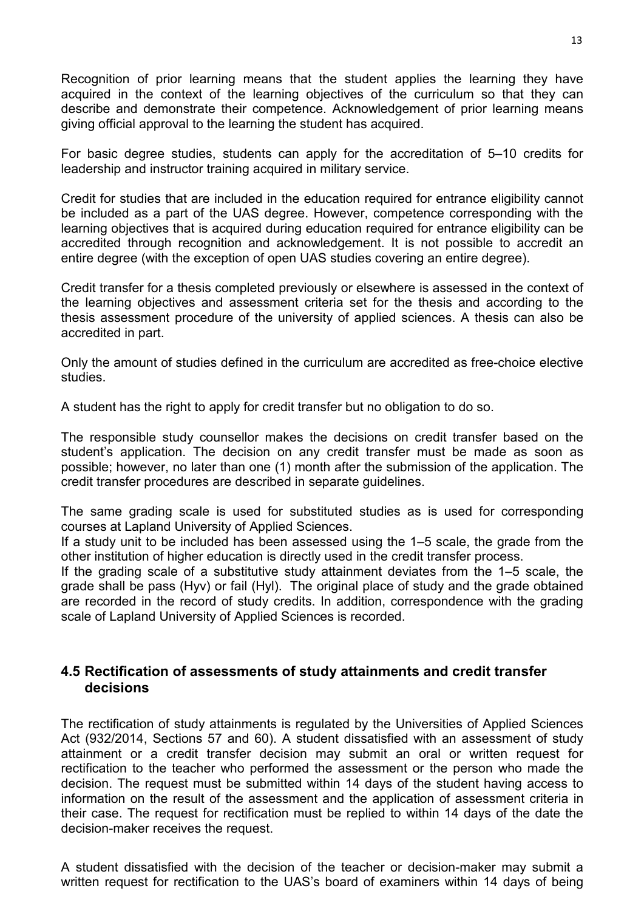Recognition of prior learning means that the student applies the learning they have acquired in the context of the learning objectives of the curriculum so that they can describe and demonstrate their competence. Acknowledgement of prior learning means giving official approval to the learning the student has acquired.

For basic degree studies, students can apply for the accreditation of 5–10 credits for leadership and instructor training acquired in military service.

Credit for studies that are included in the education required for entrance eligibility cannot be included as a part of the UAS degree. However, competence corresponding with the learning objectives that is acquired during education required for entrance eligibility can be accredited through recognition and acknowledgement. It is not possible to accredit an entire degree (with the exception of open UAS studies covering an entire degree).

Credit transfer for a thesis completed previously or elsewhere is assessed in the context of the learning objectives and assessment criteria set for the thesis and according to the thesis assessment procedure of the university of applied sciences. A thesis can also be accredited in part.

Only the amount of studies defined in the curriculum are accredited as free-choice elective studies.

A student has the right to apply for credit transfer but no obligation to do so.

The responsible study counsellor makes the decisions on credit transfer based on the student's application. The decision on any credit transfer must be made as soon as possible; however, no later than one (1) month after the submission of the application. The credit transfer procedures are described in separate guidelines.

The same grading scale is used for substituted studies as is used for corresponding courses at Lapland University of Applied Sciences.
If a study unit to be included has been assessed using the 1–5 scale, the grade from the other institution of higher education is directly used in the credit transfer process.
If the grading scale of a substitutive study attainment deviates from the 1–5 scale, the grade shall be pass (Hyv) or fail (Hyl). The original place of study and the grade obtained are recorded in the record of study credits. In addition, correspondence with the grading scale of Lapland University of Applied Sciences is recorded.

## 4.5 Rectification of assessments of study attainments and credit transfer decisions

The rectification of study attainments is regulated by the Universities of Applied Sciences Act (932/2014, Sections 57 and 60). A student dissatisfied with an assessment of study attainment or a credit transfer decision may submit an oral or written request for rectification to the teacher who performed the assessment or the person who made the decision. The request must be submitted within 14 days of the student having access to information on the result of the assessment and the application of assessment criteria in their case. The request for rectification must be replied to within 14 days of the date the decision-maker receives the request.

A student dissatisfied with the decision of the teacher or decision-maker may submit a written request for rectification to the UAS's board of examiners within 14 days of being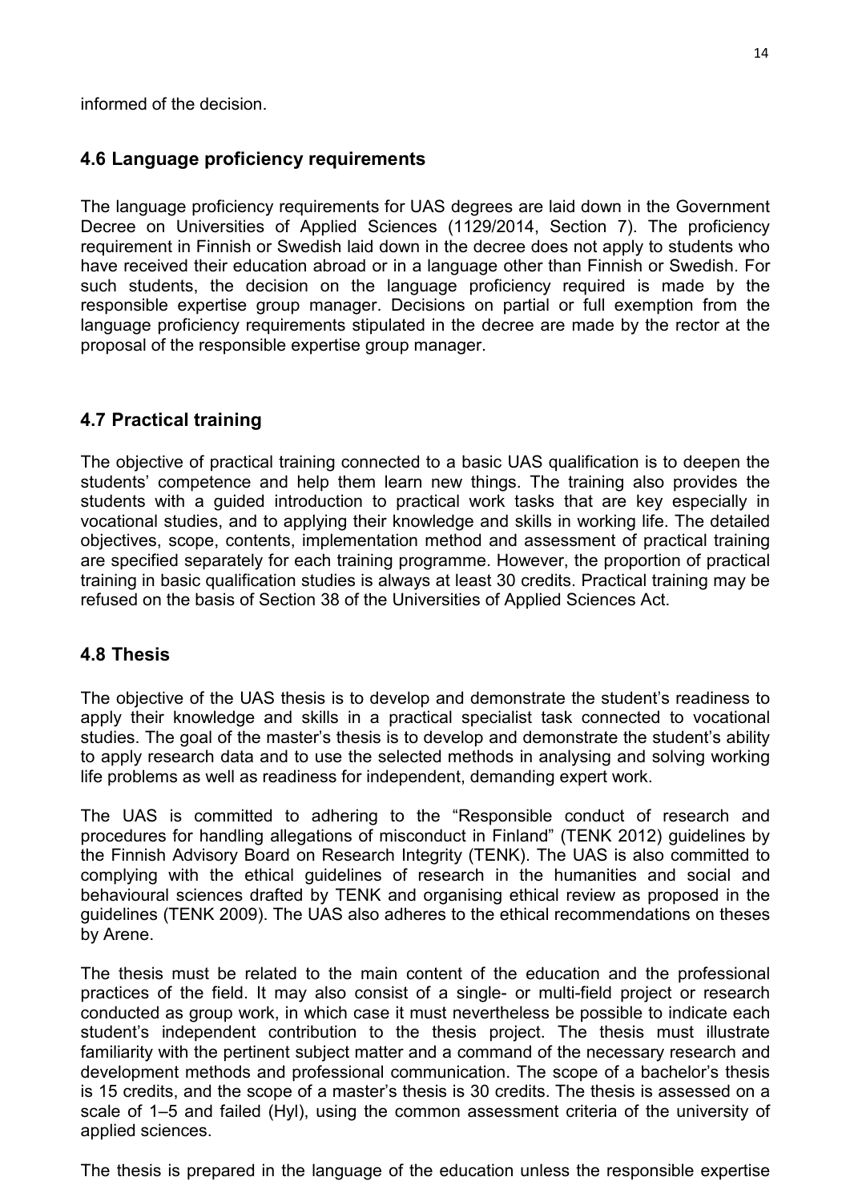informed of the decision.

### 4.6 Language proficiency requirements

The language proficiency requirements for UAS degrees are laid down in the Government Decree on Universities of Applied Sciences (1129/2014, Section 7). The proficiency requirement in Finnish or Swedish laid down in the decree does not apply to students who have received their education abroad or in a language other than Finnish or Swedish. For such students, the decision on the language proficiency required is made by the responsible expertise group manager. Decisions on partial or full exemption from the language proficiency requirements stipulated in the decree are made by the rector at the proposal of the responsible expertise group manager.

### 4.7 Practical training

The objective of practical training connected to a basic UAS qualification is to deepen the students' competence and help them learn new things. The training also provides the students with a guided introduction to practical work tasks that are key especially in vocational studies, and to applying their knowledge and skills in working life. The detailed objectives, scope, contents, implementation method and assessment of practical training are specified separately for each training programme. However, the proportion of practical training in basic qualification studies is always at least 30 credits. Practical training may be refused on the basis of Section 38 of the Universities of Applied Sciences Act.

### 4.8 Thesis

The objective of the UAS thesis is to develop and demonstrate the student's readiness to apply their knowledge and skills in a practical specialist task connected to vocational studies. The goal of the master's thesis is to develop and demonstrate the student's ability to apply research data and to use the selected methods in analysing and solving working life problems as well as readiness for independent, demanding expert work.

The UAS is committed to adhering to the "Responsible conduct of research and procedures for handling allegations of misconduct in Finland" (TENK 2012) guidelines by the Finnish Advisory Board on Research Integrity (TENK). The UAS is also committed to complying with the ethical guidelines of research in the humanities and social and behavioural sciences drafted by TENK and organising ethical review as proposed in the guidelines (TENK 2009). The UAS also adheres to the ethical recommendations on theses by Arene.

The thesis must be related to the main content of the education and the professional practices of the field. It may also consist of a single- or multi-field project or research conducted as group work, in which case it must nevertheless be possible to indicate each student's independent contribution to the thesis project. The thesis must illustrate familiarity with the pertinent subject matter and a command of the necessary research and development methods and professional communication. The scope of a bachelor's thesis is 15 credits, and the scope of a master's thesis is 30 credits. The thesis is assessed on a scale of 1–5 and failed (Hyl), using the common assessment criteria of the university of applied sciences.

The thesis is prepared in the language of the education unless the responsible expertise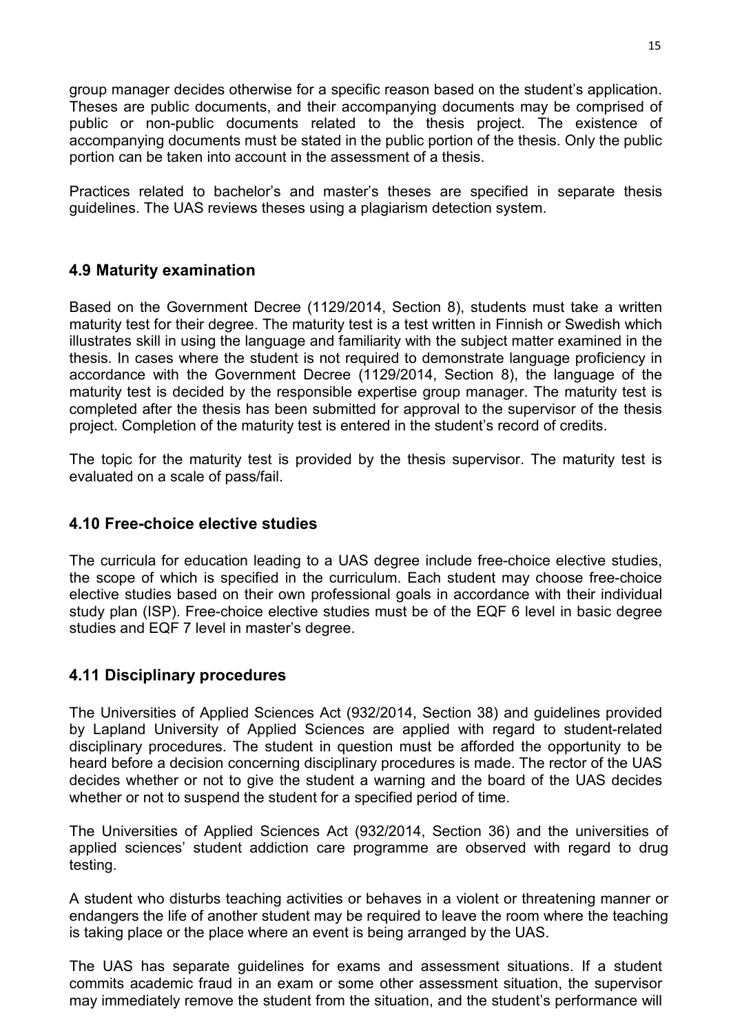group manager decides otherwise for a specific reason based on the student's application. Theses are public documents, and their accompanying documents may be comprised of public or non-public documents related to the thesis project. The existence of accompanying documents must be stated in the public portion of the thesis. Only the public portion can be taken into account in the assessment of a thesis.

Practices related to bachelor's and master's theses are specified in separate thesis guidelines. The UAS reviews theses using a plagiarism detection system.

### 4.9 Maturity examination

Based on the Government Decree (1129/2014, Section 8), students must take a written maturity test for their degree. The maturity test is a test written in Finnish or Swedish which illustrates skill in using the language and familiarity with the subject matter examined in the thesis. In cases where the student is not required to demonstrate language proficiency in accordance with the Government Decree (1129/2014, Section 8), the language of the maturity test is decided by the responsible expertise group manager. The maturity test is completed after the thesis has been submitted for approval to the supervisor of the thesis project. Completion of the maturity test is entered in the student's record of credits.

The topic for the maturity test is provided by the thesis supervisor. The maturity test is evaluated on a scale of pass/fail.

### 4.10 Free-choice elective studies

The curricula for education leading to a UAS degree include free-choice elective studies, the scope of which is specified in the curriculum. Each student may choose free-choice elective studies based on their own professional goals in accordance with their individual study plan (ISP). Free-choice elective studies must be of the EQF 6 level in basic degree studies and EQF 7 level in master's degree.

### 4.11 Disciplinary procedures

The Universities of Applied Sciences Act (932/2014, Section 38) and guidelines provided by Lapland University of Applied Sciences are applied with regard to student-related disciplinary procedures. The student in question must be afforded the opportunity to be heard before a decision concerning disciplinary procedures is made. The rector of the UAS decides whether or not to give the student a warning and the board of the UAS decides whether or not to suspend the student for a specified period of time.

The Universities of Applied Sciences Act (932/2014, Section 36) and the universities of applied sciences' student addiction care programme are observed with regard to drug testing.

A student who disturbs teaching activities or behaves in a violent or threatening manner or endangers the life of another student may be required to leave the room where the teaching is taking place or the place where an event is being arranged by the UAS.

The UAS has separate guidelines for exams and assessment situations. If a student commits academic fraud in an exam or some other assessment situation, the supervisor may immediately remove the student from the situation, and the student's performance will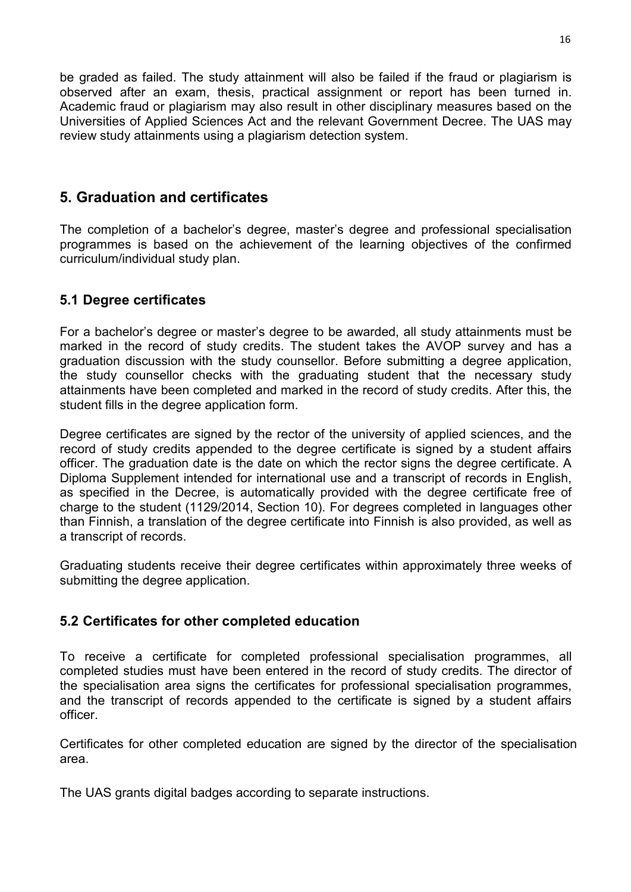be graded as failed. The study attainment will also be failed if the fraud or plagiarism is observed after an exam, thesis, practical assignment or report has been turned in. Academic fraud or plagiarism may also result in other disciplinary measures based on the Universities of Applied Sciences Act and the relevant Government Decree. The UAS may review study attainments using a plagiarism detection system.

## 5. Graduation and certificates

The completion of a bachelor's degree, master's degree and professional specialisation programmes is based on the achievement of the learning objectives of the confirmed curriculum/individual study plan.

### 5.1 Degree certificates

For a bachelor's degree or master's degree to be awarded, all study attainments must be marked in the record of study credits. The student takes the AVOP survey and has a graduation discussion with the study counsellor. Before submitting a degree application, the study counsellor checks with the graduating student that the necessary study attainments have been completed and marked in the record of study credits. After this, the student fills in the degree application form.

Degree certificates are signed by the rector of the university of applied sciences, and the record of study credits appended to the degree certificate is signed by a student affairs officer. The graduation date is the date on which the rector signs the degree certificate. A Diploma Supplement intended for international use and a transcript of records in English, as specified in the Decree, is automatically provided with the degree certificate free of charge to the student (1129/2014, Section 10). For degrees completed in languages other than Finnish, a translation of the degree certificate into Finnish is also provided, as well as a transcript of records.

Graduating students receive their degree certificates within approximately three weeks of submitting the degree application.

### 5.2 Certificates for other completed education

To receive a certificate for completed professional specialisation programmes, all completed studies must have been entered in the record of study credits. The director of the specialisation area signs the certificates for professional specialisation programmes, and the transcript of records appended to the certificate is signed by a student affairs officer.

Certificates for other completed education are signed by the director of the specialisation area.

The UAS grants digital badges according to separate instructions.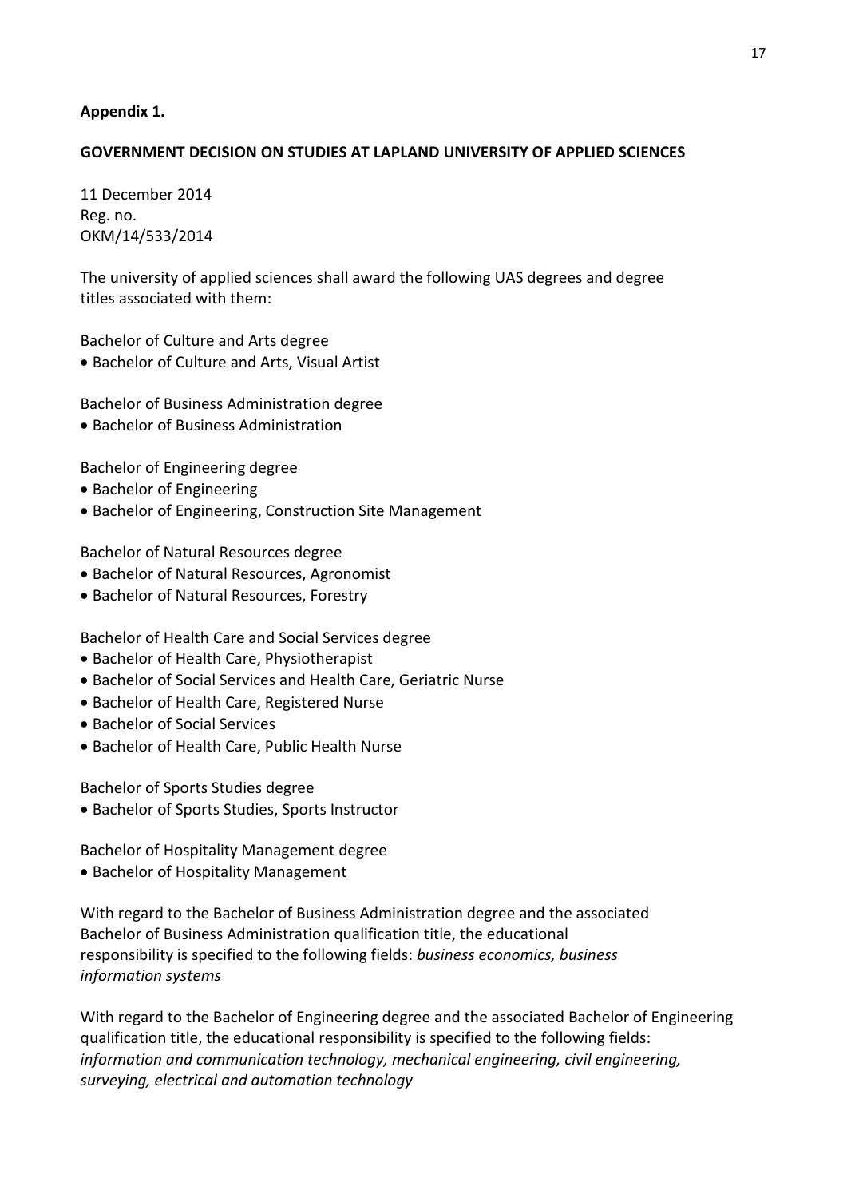**Appendix 1.**

**GOVERNMENT DECISION ON STUDIES AT LAPLAND UNIVERSITY OF APPLIED SCIENCES**

11 December 2014
Reg. no.
OKM/14/533/2014

The university of applied sciences shall award the following UAS degrees and degree titles associated with them:

Bachelor of Culture and Arts degree

- Bachelor of Culture and Arts, Visual Artist

Bachelor of Business Administration degree

- Bachelor of Business Administration

Bachelor of Engineering degree

- Bachelor of Engineering
- Bachelor of Engineering, Construction Site Management

Bachelor of Natural Resources degree

- Bachelor of Natural Resources, Agronomist
- Bachelor of Natural Resources, Forestry

Bachelor of Health Care and Social Services degree

- Bachelor of Health Care, Physiotherapist
- Bachelor of Social Services and Health Care, Geriatric Nurse
- Bachelor of Health Care, Registered Nurse
- Bachelor of Social Services
- Bachelor of Health Care, Public Health Nurse

Bachelor of Sports Studies degree

- Bachelor of Sports Studies, Sports Instructor

Bachelor of Hospitality Management degree

- Bachelor of Hospitality Management

With regard to the Bachelor of Business Administration degree and the associated Bachelor of Business Administration qualification title, the educational responsibility is specified to the following fields: *business economics, business information systems*

With regard to the Bachelor of Engineering degree and the associated Bachelor of Engineering qualification title, the educational responsibility is specified to the following fields: *information and communication technology, mechanical engineering, civil engineering, surveying, electrical and automation technology*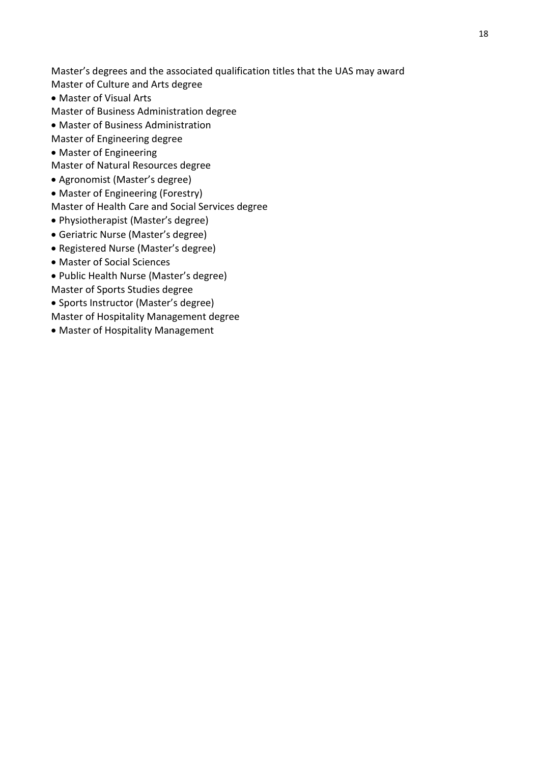Master's degrees and the associated qualification titles that the UAS may award

Master of Culture and Arts degree

- Master of Visual Arts

Master of Business Administration degree

- Master of Business Administration

Master of Engineering degree

- Master of Engineering

Master of Natural Resources degree

- Agronomist (Master's degree)
- Master of Engineering (Forestry)

Master of Health Care and Social Services degree

- Physiotherapist (Master's degree)
- Geriatric Nurse (Master's degree)
- Registered Nurse (Master's degree)
- Master of Social Sciences
- Public Health Nurse (Master's degree)

Master of Sports Studies degree

- Sports Instructor (Master's degree)

Master of Hospitality Management degree

- Master of Hospitality Management